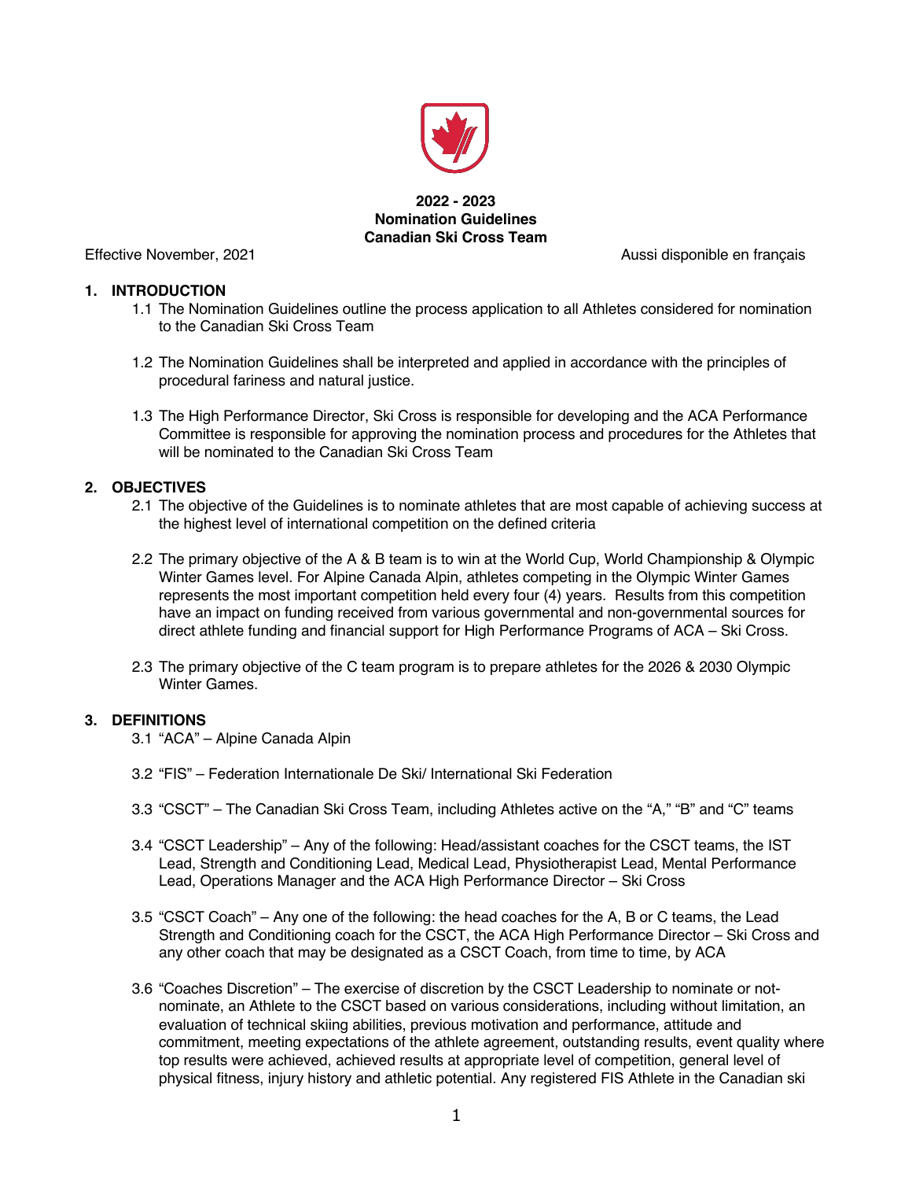**2022 - 2023**
**Nomination Guidelines**
**Canadian Ski Cross Team**

Effective November, 2021 Aussi disponible en français

## 1. INTRODUCTION

1.1 The Nomination Guidelines outline the process application to all Athletes considered for nomination to the Canadian Ski Cross Team

1.2 The Nomination Guidelines shall be interpreted and applied in accordance with the principles of procedural fariness and natural justice.

1.3 The High Performance Director, Ski Cross is responsible for developing and the ACA Performance Committee is responsible for approving the nomination process and procedures for the Athletes that will be nominated to the Canadian Ski Cross Team

## 2. OBJECTIVES

2.1 The objective of the Guidelines is to nominate athletes that are most capable of achieving success at the highest level of international competition on the defined criteria

2.2 The primary objective of the A & B team is to win at the World Cup, World Championship & Olympic Winter Games level. For Alpine Canada Alpin, athletes competing in the Olympic Winter Games represents the most important competition held every four (4) years. Results from this competition have an impact on funding received from various governmental and non-governmental sources for direct athlete funding and financial support for High Performance Programs of ACA – Ski Cross.

2.3 The primary objective of the C team program is to prepare athletes for the 2026 & 2030 Olympic Winter Games.

## 3. DEFINITIONS

3.1 "ACA" – Alpine Canada Alpin

3.2 "FIS" – Federation Internationale De Ski/ International Ski Federation

3.3 "CSCT" – The Canadian Ski Cross Team, including Athletes active on the "A," "B" and "C" teams

3.4 "CSCT Leadership" – Any of the following: Head/assistant coaches for the CSCT teams, the IST Lead, Strength and Conditioning Lead, Medical Lead, Physiotherapist Lead, Mental Performance Lead, Operations Manager and the ACA High Performance Director – Ski Cross

3.5 "CSCT Coach" – Any one of the following: the head coaches for the A, B or C teams, the Lead Strength and Conditioning coach for the CSCT, the ACA High Performance Director – Ski Cross and any other coach that may be designated as a CSCT Coach, from time to time, by ACA

3.6 "Coaches Discretion" – The exercise of discretion by the CSCT Leadership to nominate or not-nominate, an Athlete to the CSCT based on various considerations, including without limitation, an evaluation of technical skiing abilities, previous motivation and performance, attitude and commitment, meeting expectations of the athlete agreement, outstanding results, event quality where top results were achieved, achieved results at appropriate level of competition, general level of physical fitness, injury history and athletic potential. Any registered FIS Athlete in the Canadian ski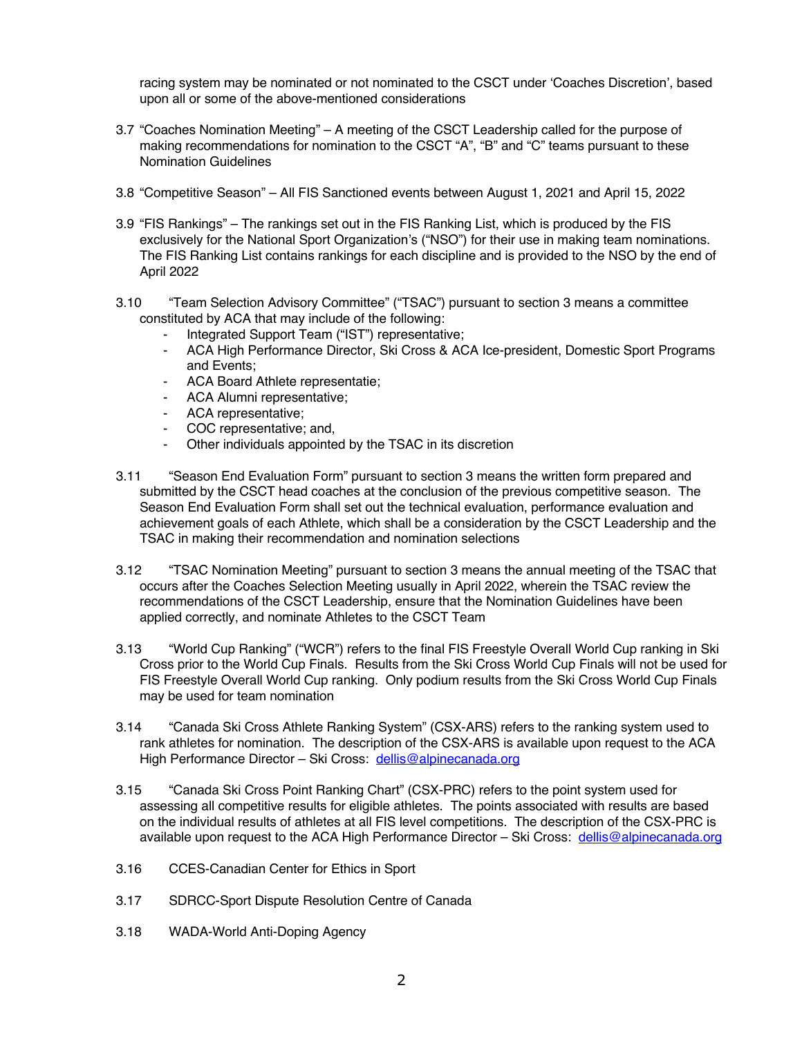racing system may be nominated or not nominated to the CSCT under 'Coaches Discretion', based upon all or some of the above-mentioned considerations

3.7 "Coaches Nomination Meeting" – A meeting of the CSCT Leadership called for the purpose of making recommendations for nomination to the CSCT "A", "B" and "C" teams pursuant to these Nomination Guidelines

3.8 "Competitive Season" – All FIS Sanctioned events between August 1, 2021 and April 15, 2022

3.9 "FIS Rankings" – The rankings set out in the FIS Ranking List, which is produced by the FIS exclusively for the National Sport Organization's ("NSO") for their use in making team nominations. The FIS Ranking List contains rankings for each discipline and is provided to the NSO by the end of April 2022

3.10 "Team Selection Advisory Committee" ("TSAC") pursuant to section 3 means a committee constituted by ACA that may include of the following:
- Integrated Support Team ("IST") representative;
- ACA High Performance Director, Ski Cross & ACA Ice-president, Domestic Sport Programs and Events;
- ACA Board Athlete representatie;
- ACA Alumni representative;
- ACA representative;
- COC representative; and,
- Other individuals appointed by the TSAC in its discretion

3.11 "Season End Evaluation Form" pursuant to section 3 means the written form prepared and submitted by the CSCT head coaches at the conclusion of the previous competitive season. The Season End Evaluation Form shall set out the technical evaluation, performance evaluation and achievement goals of each Athlete, which shall be a consideration by the CSCT Leadership and the TSAC in making their recommendation and nomination selections

3.12 "TSAC Nomination Meeting" pursuant to section 3 means the annual meeting of the TSAC that occurs after the Coaches Selection Meeting usually in April 2022, wherein the TSAC review the recommendations of the CSCT Leadership, ensure that the Nomination Guidelines have been applied correctly, and nominate Athletes to the CSCT Team

3.13 "World Cup Ranking" ("WCR") refers to the final FIS Freestyle Overall World Cup ranking in Ski Cross prior to the World Cup Finals. Results from the Ski Cross World Cup Finals will not be used for FIS Freestyle Overall World Cup ranking. Only podium results from the Ski Cross World Cup Finals may be used for team nomination

3.14 "Canada Ski Cross Athlete Ranking System" (CSX-ARS) refers to the ranking system used to rank athletes for nomination. The description of the CSX-ARS is available upon request to the ACA High Performance Director – Ski Cross: dellis@alpinecanada.org

3.15 "Canada Ski Cross Point Ranking Chart" (CSX-PRC) refers to the point system used for assessing all competitive results for eligible athletes. The points associated with results are based on the individual results of athletes at all FIS level competitions. The description of the CSX-PRC is available upon request to the ACA High Performance Director – Ski Cross: dellis@alpinecanada.org

3.16 CCES-Canadian Center for Ethics in Sport

3.17 SDRCC-Sport Dispute Resolution Centre of Canada

3.18 WADA-World Anti-Doping Agency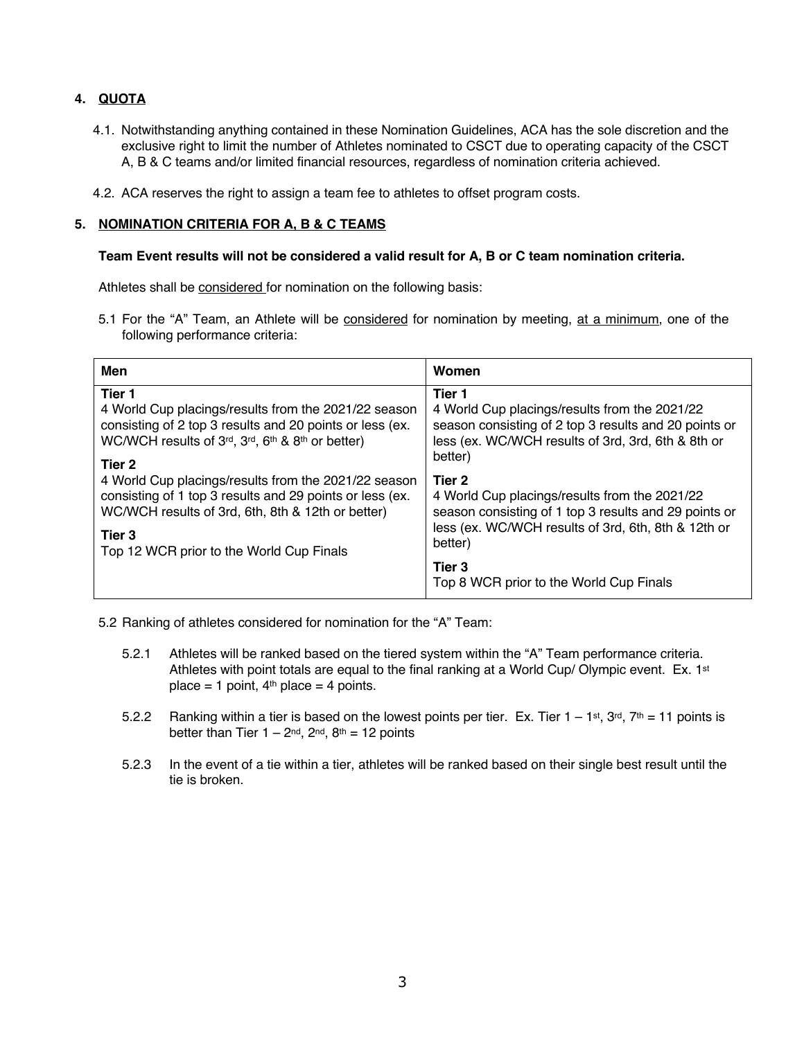## 4. QUOTA

4.1. Notwithstanding anything contained in these Nomination Guidelines, ACA has the sole discretion and the exclusive right to limit the number of Athletes nominated to CSCT due to operating capacity of the CSCT A, B & C teams and/or limited financial resources, regardless of nomination criteria achieved.

4.2. ACA reserves the right to assign a team fee to athletes to offset program costs.

## 5. NOMINATION CRITERIA FOR A, B & C TEAMS

**Team Event results will not be considered a valid result for A, B or C team nomination criteria.**

Athletes shall be considered for nomination on the following basis:

5.1 For the "A" Team, an Athlete will be considered for nomination by meeting, at a minimum, one of the following performance criteria:

| Men | Women |
|---|---|
| **Tier 1**<br>4 World Cup placings/results from the 2021/22 season consisting of 2 top 3 results and 20 points or less (ex. WC/WCH results of 3rd, 3rd, 6th & 8th or better) | **Tier 1**<br>4 World Cup placings/results from the 2021/22 season consisting of 2 top 3 results and 20 points or less (ex. WC/WCH results of 3rd, 3rd, 6th & 8th or better) |
| **Tier 2**<br>4 World Cup placings/results from the 2021/22 season consisting of 1 top 3 results and 29 points or less (ex. WC/WCH results of 3rd, 6th, 8th & 12th or better) | **Tier 2**<br>4 World Cup placings/results from the 2021/22 season consisting of 1 top 3 results and 29 points or less (ex. WC/WCH results of 3rd, 6th, 8th & 12th or better) |
| **Tier 3**<br>Top 12 WCR prior to the World Cup Finals | **Tier 3**<br>Top 8 WCR prior to the World Cup Finals |

5.2 Ranking of athletes considered for nomination for the "A" Team:

5.2.1 Athletes will be ranked based on the tiered system within the "A" Team performance criteria. Athletes with point totals are equal to the final ranking at a World Cup/ Olympic event. Ex. 1st place = 1 point, 4th place = 4 points.

5.2.2 Ranking within a tier is based on the lowest points per tier. Ex. Tier 1 – 1st, 3rd, 7th = 11 points is better than Tier 1 – 2nd, 2nd, 8th = 12 points

5.2.3 In the event of a tie within a tier, athletes will be ranked based on their single best result until the tie is broken.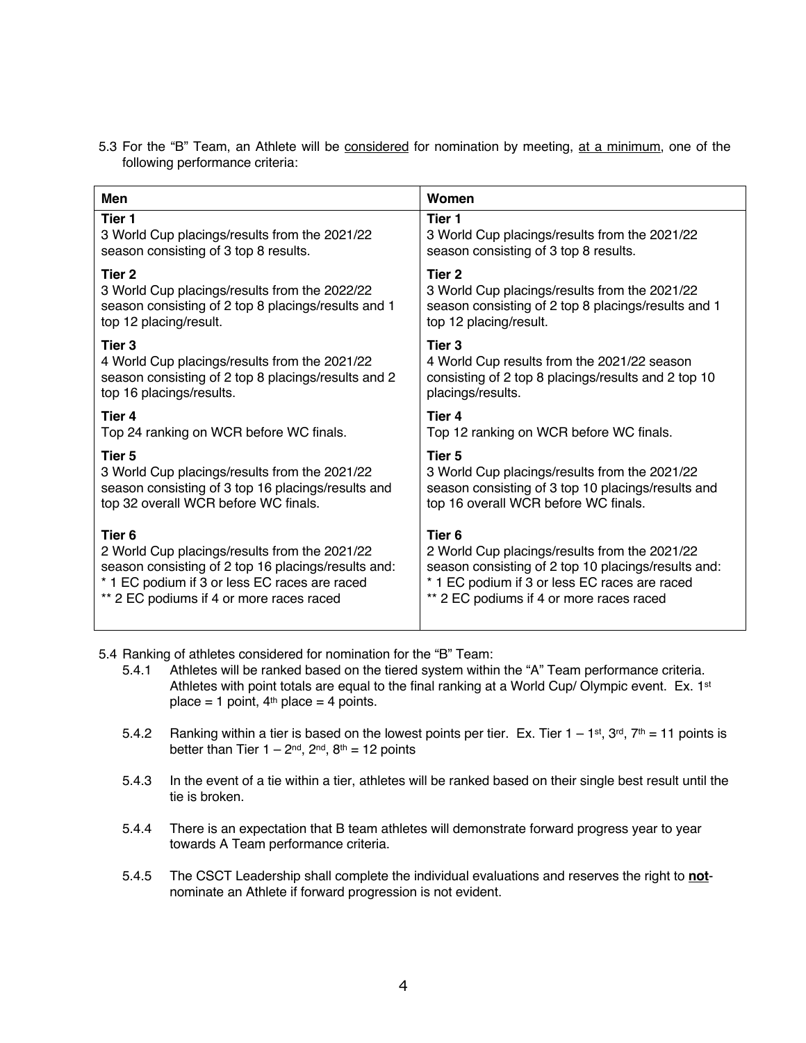5.3 For the "B" Team, an Athlete will be considered for nomination by meeting, at a minimum, one of the following performance criteria:

| Men | Women |
|---|---|
| **Tier 1**<br>3 World Cup placings/results from the 2021/22 season consisting of 3 top 8 results. | **Tier 1**<br>3 World Cup placings/results from the 2021/22 season consisting of 3 top 8 results. |
| **Tier 2**<br>3 World Cup placings/results from the 2022/22 season consisting of 2 top 8 placings/results and 1 top 12 placing/result. | **Tier 2**<br>3 World Cup placings/results from the 2021/22 season consisting of 2 top 8 placings/results and 1 top 12 placing/result. |
| **Tier 3**<br>4 World Cup placings/results from the 2021/22 season consisting of 2 top 8 placings/results and 2 top 16 placings/results. | **Tier 3**<br>4 World Cup results from the 2021/22 season consisting of 2 top 8 placings/results and 2 top 10 placings/results. |
| **Tier 4**<br>Top 24 ranking on WCR before WC finals. | **Tier 4**<br>Top 12 ranking on WCR before WC finals. |
| **Tier 5**<br>3 World Cup placings/results from the 2021/22 season consisting of 3 top 16 placings/results and top 32 overall WCR before WC finals. | **Tier 5**<br>3 World Cup placings/results from the 2021/22 season consisting of 3 top 10 placings/results and top 16 overall WCR before WC finals. |
| **Tier 6**<br>2 World Cup placings/results from the 2021/22 season consisting of 2 top 16 placings/results and:<br>* 1 EC podium if 3 or less EC races are raced<br>** 2 EC podiums if 4 or more races raced | **Tier 6**<br>2 World Cup placings/results from the 2021/22 season consisting of 2 top 10 placings/results and:<br>* 1 EC podium if 3 or less EC races are raced<br>** 2 EC podiums if 4 or more races raced |

5.4 Ranking of athletes considered for nomination for the "B" Team:

5.4.1 Athletes will be ranked based on the tiered system within the "A" Team performance criteria. Athletes with point totals are equal to the final ranking at a World Cup/ Olympic event. Ex. 1st place = 1 point, 4th place = 4 points.

5.4.2 Ranking within a tier is based on the lowest points per tier. Ex. Tier 1 – 1st, 3rd, 7th = 11 points is better than Tier 1 – 2nd, 2nd, 8th = 12 points

5.4.3 In the event of a tie within a tier, athletes will be ranked based on their single best result until the tie is broken.

5.4.4 There is an expectation that B team athletes will demonstrate forward progress year to year towards A Team performance criteria.

5.4.5 The CSCT Leadership shall complete the individual evaluations and reserves the right to **not**-nominate an Athlete if forward progression is not evident.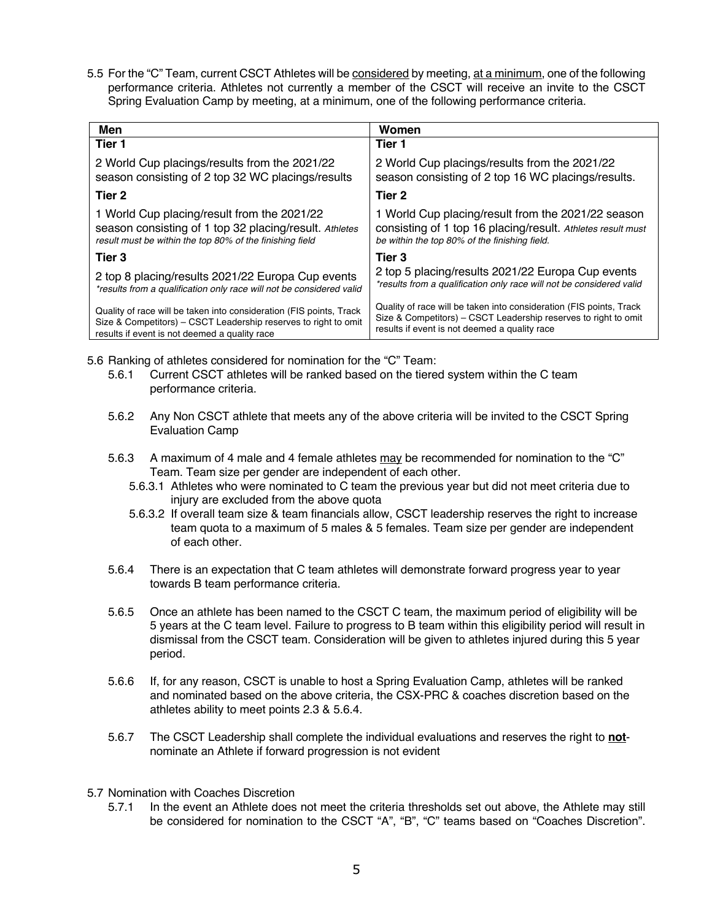5.5 For the "C" Team, current CSCT Athletes will be <u>considered</u> by meeting, <u>at a minimum</u>, one of the following performance criteria. Athletes not currently a member of the CSCT will receive an invite to the CSCT Spring Evaluation Camp by meeting, at a minimum, one of the following performance criteria.

| **Men** | **Women** |
|---|---|
| **Tier 1** | **Tier 1** |
| 2 World Cup placings/results from the 2021/22 season consisting of 2 top 32 WC placings/results | 2 World Cup placings/results from the 2021/22 season consisting of 2 top 16 WC placings/results. |
| **Tier 2** | **Tier 2** |
| 1 World Cup placing/result from the 2021/22 season consisting of 1 top 32 placing/result. *Athletes result must be within the top 80% of the finishing field* | 1 World Cup placing/result from the 2021/22 season consisting of 1 top 16 placing/result. *Athletes result must be within the top 80% of the finishing field.* |
| **Tier 3** | **Tier 3** |
| 2 top 8 placing/results 2021/22 Europa Cup events *\*results from a qualification only race will not be considered valid* | 2 top 5 placing/results 2021/22 Europa Cup events *\*results from a qualification only race will not be considered valid* |
| Quality of race will be taken into consideration (FIS points, Track Size & Competitors) – CSCT Leadership reserves to right to omit results if event is not deemed a quality race | Quality of race will be taken into consideration (FIS points, Track Size & Competitors) – CSCT Leadership reserves to right to omit results if event is not deemed a quality race |

5.6 Ranking of athletes considered for nomination for the "C" Team:

- 5.6.1 Current CSCT athletes will be ranked based on the tiered system within the C team performance criteria.
- 5.6.2 Any Non CSCT athlete that meets any of the above criteria will be invited to the CSCT Spring Evaluation Camp
- 5.6.3 A maximum of 4 male and 4 female athletes <u>may</u> be recommended for nomination to the "C" Team. Team size per gender are independent of each other.
  - 5.6.3.1 Athletes who were nominated to C team the previous year but did not meet criteria due to injury are excluded from the above quota
  - 5.6.3.2 If overall team size & team financials allow, CSCT leadership reserves the right to increase team quota to a maximum of 5 males & 5 females. Team size per gender are independent of each other.
- 5.6.4 There is an expectation that C team athletes will demonstrate forward progress year to year towards B team performance criteria.
- 5.6.5 Once an athlete has been named to the CSCT C team, the maximum period of eligibility will be 5 years at the C team level. Failure to progress to B team within this eligibility period will result in dismissal from the CSCT team. Consideration will be given to athletes injured during this 5 year period.
- 5.6.6 If, for any reason, CSCT is unable to host a Spring Evaluation Camp, athletes will be ranked and nominated based on the above criteria, the CSX-PRC & coaches discretion based on the athletes ability to meet points 2.3 & 5.6.4.
- 5.6.7 The CSCT Leadership shall complete the individual evaluations and reserves the right to <u>**not**</u>-nominate an Athlete if forward progression is not evident

5.7 Nomination with Coaches Discretion

- 5.7.1 In the event an Athlete does not meet the criteria thresholds set out above, the Athlete may still be considered for nomination to the CSCT "A", "B", "C" teams based on "Coaches Discretion".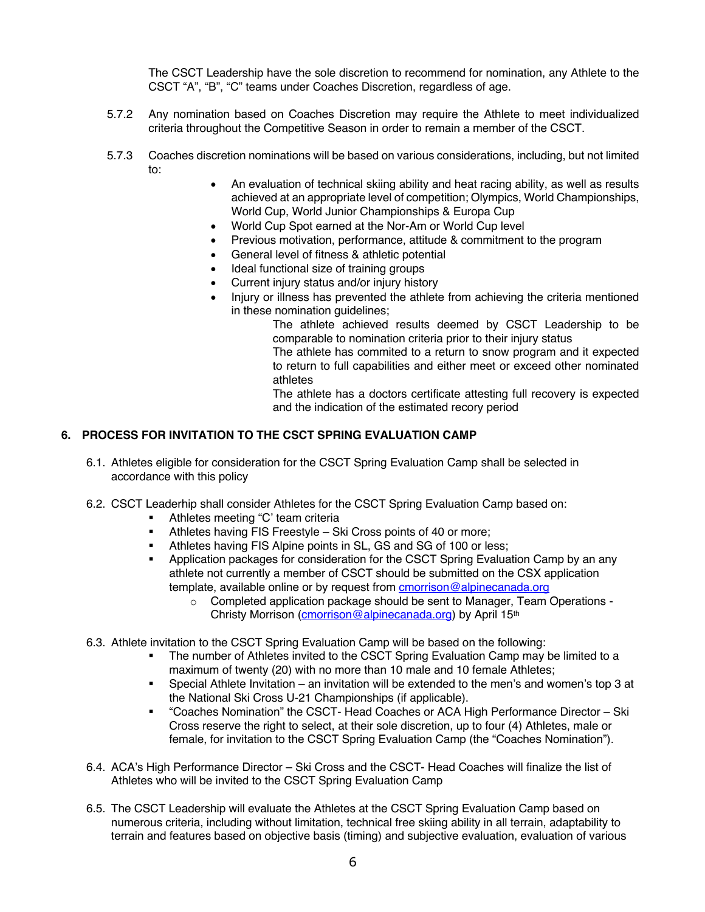The CSCT Leadership have the sole discretion to recommend for nomination, any Athlete to the CSCT "A", "B", "C" teams under Coaches Discretion, regardless of age.

5.7.2 Any nomination based on Coaches Discretion may require the Athlete to meet individualized criteria throughout the Competitive Season in order to remain a member of the CSCT.

5.7.3 Coaches discretion nominations will be based on various considerations, including, but not limited to:

- An evaluation of technical skiing ability and heat racing ability, as well as results achieved at an appropriate level of competition; Olympics, World Championships, World Cup, World Junior Championships & Europa Cup
- World Cup Spot earned at the Nor-Am or World Cup level
- Previous motivation, performance, attitude & commitment to the program
- General level of fitness & athletic potential
- Ideal functional size of training groups
- Current injury status and/or injury history
- Injury or illness has prevented the athlete from achieving the criteria mentioned in these nomination guidelines;

  The athlete achieved results deemed by CSCT Leadership to be comparable to nomination criteria prior to their injury status

  The athlete has commited to a return to snow program and it expected to return to full capabilities and either meet or exceed other nominated athletes

  The athlete has a doctors certificate attesting full recovery is expected and the indication of the estimated recory period

## 6. PROCESS FOR INVITATION TO THE CSCT SPRING EVALUATION CAMP

6.1. Athletes eligible for consideration for the CSCT Spring Evaluation Camp shall be selected in accordance with this policy

6.2. CSCT Leaderhip shall consider Athletes for the CSCT Spring Evaluation Camp based on:

- Athletes meeting "C' team criteria
- Athletes having FIS Freestyle – Ski Cross points of 40 or more;
- Athletes having FIS Alpine points in SL, GS and SG of 100 or less;
- Application packages for consideration for the CSCT Spring Evaluation Camp by an any athlete not currently a member of CSCT should be submitted on the CSX application template, available online or by request from cmorrison@alpinecanada.org
  - Completed application package should be sent to Manager, Team Operations - Christy Morrison (cmorrison@alpinecanada.org) by April 15th

6.3. Athlete invitation to the CSCT Spring Evaluation Camp will be based on the following:

- The number of Athletes invited to the CSCT Spring Evaluation Camp may be limited to a maximum of twenty (20) with no more than 10 male and 10 female Athletes;
- Special Athlete Invitation – an invitation will be extended to the men's and women's top 3 at the National Ski Cross U-21 Championships (if applicable).
- "Coaches Nomination" the CSCT- Head Coaches or ACA High Performance Director – Ski Cross reserve the right to select, at their sole discretion, up to four (4) Athletes, male or female, for invitation to the CSCT Spring Evaluation Camp (the "Coaches Nomination").

6.4. ACA's High Performance Director – Ski Cross and the CSCT- Head Coaches will finalize the list of Athletes who will be invited to the CSCT Spring Evaluation Camp

6.5. The CSCT Leadership will evaluate the Athletes at the CSCT Spring Evaluation Camp based on numerous criteria, including without limitation, technical free skiing ability in all terrain, adaptability to terrain and features based on objective basis (timing) and subjective evaluation, evaluation of various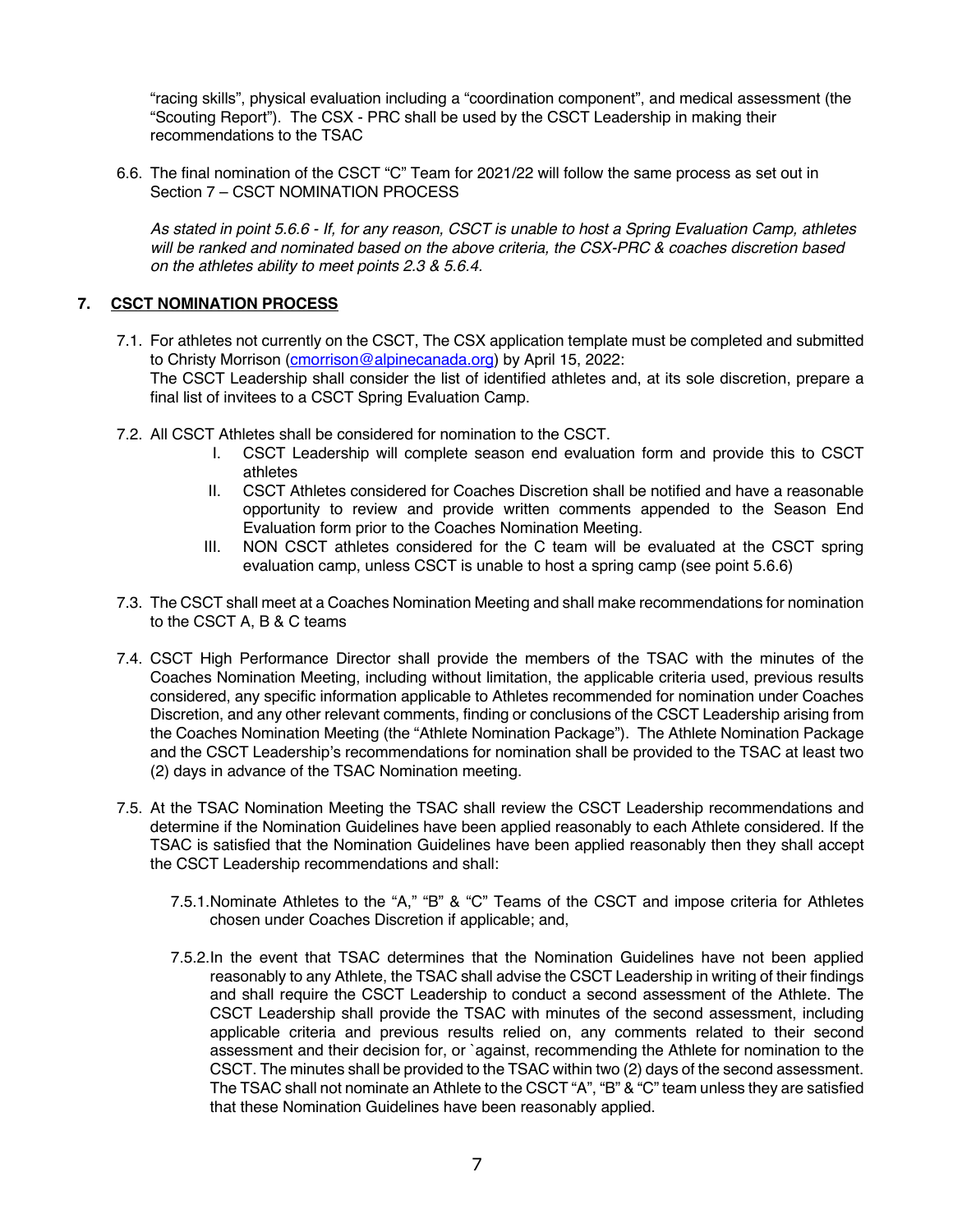"racing skills", physical evaluation including a "coordination component", and medical assessment (the "Scouting Report"). The CSX - PRC shall be used by the CSCT Leadership in making their recommendations to the TSAC

6.6. The final nomination of the CSCT "C" Team for 2021/22 will follow the same process as set out in Section 7 – CSCT NOMINATION PROCESS

*As stated in point 5.6.6 - If, for any reason, CSCT is unable to host a Spring Evaluation Camp, athletes will be ranked and nominated based on the above criteria, the CSX-PRC & coaches discretion based on the athletes ability to meet points 2.3 & 5.6.4.*

## 7. CSCT NOMINATION PROCESS

7.1. For athletes not currently on the CSCT, The CSX application template must be completed and submitted to Christy Morrison (cmorrison@alpinecanada.org) by April 15, 2022:
The CSCT Leadership shall consider the list of identified athletes and, at its sole discretion, prepare a final list of invitees to a CSCT Spring Evaluation Camp.

7.2. All CSCT Athletes shall be considered for nomination to the CSCT.

I. CSCT Leadership will complete season end evaluation form and provide this to CSCT athletes

II. CSCT Athletes considered for Coaches Discretion shall be notified and have a reasonable opportunity to review and provide written comments appended to the Season End Evaluation form prior to the Coaches Nomination Meeting.

III. NON CSCT athletes considered for the C team will be evaluated at the CSCT spring evaluation camp, unless CSCT is unable to host a spring camp (see point 5.6.6)

7.3. The CSCT shall meet at a Coaches Nomination Meeting and shall make recommendations for nomination to the CSCT A, B & C teams

7.4. CSCT High Performance Director shall provide the members of the TSAC with the minutes of the Coaches Nomination Meeting, including without limitation, the applicable criteria used, previous results considered, any specific information applicable to Athletes recommended for nomination under Coaches Discretion, and any other relevant comments, finding or conclusions of the CSCT Leadership arising from the Coaches Nomination Meeting (the "Athlete Nomination Package"). The Athlete Nomination Package and the CSCT Leadership's recommendations for nomination shall be provided to the TSAC at least two (2) days in advance of the TSAC Nomination meeting.

7.5. At the TSAC Nomination Meeting the TSAC shall review the CSCT Leadership recommendations and determine if the Nomination Guidelines have been applied reasonably to each Athlete considered. If the TSAC is satisfied that the Nomination Guidelines have been applied reasonably then they shall accept the CSCT Leadership recommendations and shall:

7.5.1. Nominate Athletes to the "A," "B" & "C" Teams of the CSCT and impose criteria for Athletes chosen under Coaches Discretion if applicable; and,

7.5.2. In the event that TSAC determines that the Nomination Guidelines have not been applied reasonably to any Athlete, the TSAC shall advise the CSCT Leadership in writing of their findings and shall require the CSCT Leadership to conduct a second assessment of the Athlete. The CSCT Leadership shall provide the TSAC with minutes of the second assessment, including applicable criteria and previous results relied on, any comments related to their second assessment and their decision for, or `against, recommending the Athlete for nomination to the CSCT. The minutes shall be provided to the TSAC within two (2) days of the second assessment. The TSAC shall not nominate an Athlete to the CSCT "A", "B" & "C" team unless they are satisfied that these Nomination Guidelines have been reasonably applied.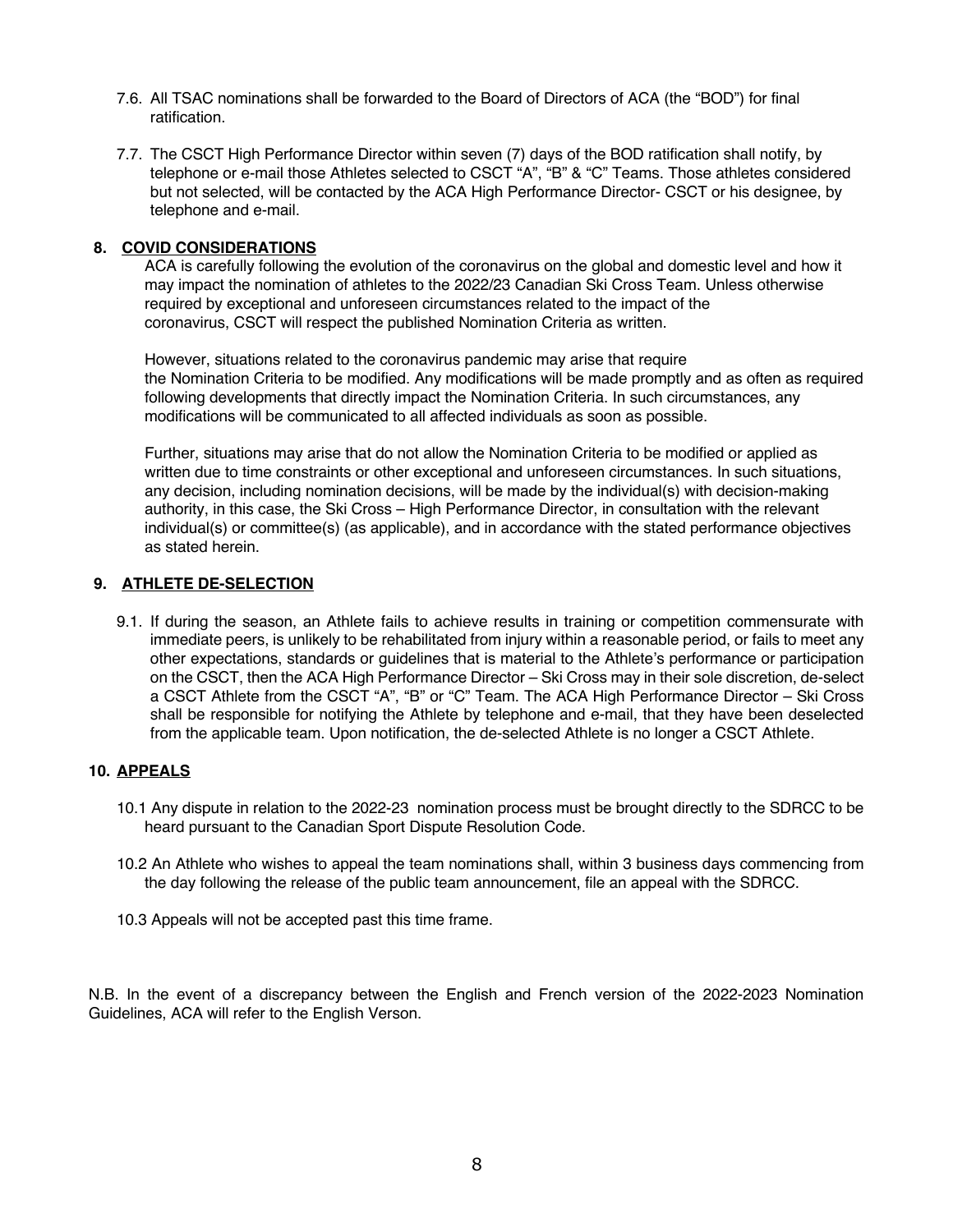7.6. All TSAC nominations shall be forwarded to the Board of Directors of ACA (the "BOD") for final ratification.

7.7. The CSCT High Performance Director within seven (7) days of the BOD ratification shall notify, by telephone or e-mail those Athletes selected to CSCT "A", "B" & "C" Teams. Those athletes considered but not selected, will be contacted by the ACA High Performance Director- CSCT or his designee, by telephone and e-mail.

## 8. COVID CONSIDERATIONS

ACA is carefully following the evolution of the coronavirus on the global and domestic level and how it may impact the nomination of athletes to the 2022/23 Canadian Ski Cross Team. Unless otherwise required by exceptional and unforeseen circumstances related to the impact of the coronavirus, CSCT will respect the published Nomination Criteria as written.

However, situations related to the coronavirus pandemic may arise that require the Nomination Criteria to be modified. Any modifications will be made promptly and as often as required following developments that directly impact the Nomination Criteria. In such circumstances, any modifications will be communicated to all affected individuals as soon as possible.

Further, situations may arise that do not allow the Nomination Criteria to be modified or applied as written due to time constraints or other exceptional and unforeseen circumstances. In such situations, any decision, including nomination decisions, will be made by the individual(s) with decision-making authority, in this case, the Ski Cross – High Performance Director, in consultation with the relevant individual(s) or committee(s) (as applicable), and in accordance with the stated performance objectives as stated herein.

## 9. ATHLETE DE-SELECTION

9.1. If during the season, an Athlete fails to achieve results in training or competition commensurate with immediate peers, is unlikely to be rehabilitated from injury within a reasonable period, or fails to meet any other expectations, standards or guidelines that is material to the Athlete's performance or participation on the CSCT, then the ACA High Performance Director – Ski Cross may in their sole discretion, de-select a CSCT Athlete from the CSCT "A", "B" or "C" Team. The ACA High Performance Director – Ski Cross shall be responsible for notifying the Athlete by telephone and e-mail, that they have been deselected from the applicable team. Upon notification, the de-selected Athlete is no longer a CSCT Athlete.

## 10. APPEALS

10.1 Any dispute in relation to the 2022-23 nomination process must be brought directly to the SDRCC to be heard pursuant to the Canadian Sport Dispute Resolution Code.

10.2 An Athlete who wishes to appeal the team nominations shall, within 3 business days commencing from the day following the release of the public team announcement, file an appeal with the SDRCC.

10.3 Appeals will not be accepted past this time frame.

N.B. In the event of a discrepancy between the English and French version of the 2022-2023 Nomination Guidelines, ACA will refer to the English Verson.